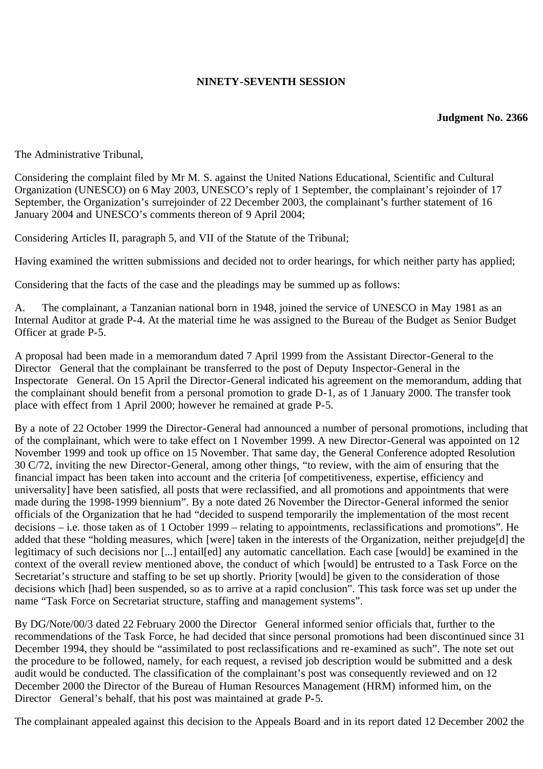**NINETY-SEVENTH SESSION**

**Judgment No. 2366**

The Administrative Tribunal,

Considering the complaint filed by Mr M. S. against the United Nations Educational, Scientific and Cultural Organization (UNESCO) on 6 May 2003, UNESCO's reply of 1 September, the complainant's rejoinder of 17 September, the Organization's surrejoinder of 22 December 2003, the complainant's further statement of 16 January 2004 and UNESCO's comments thereon of 9 April 2004;

Considering Articles II, paragraph 5, and VII of the Statute of the Tribunal;

Having examined the written submissions and decided not to order hearings, for which neither party has applied;

Considering that the facts of the case and the pleadings may be summed up as follows:

A. The complainant, a Tanzanian national born in 1948, joined the service of UNESCO in May 1981 as an Internal Auditor at grade P-4. At the material time he was assigned to the Bureau of the Budget as Senior Budget Officer at grade P-5.

A proposal had been made in a memorandum dated 7 April 1999 from the Assistant Director-General to the Director General that the complainant be transferred to the post of Deputy Inspector-General in the Inspectorate General. On 15 April the Director-General indicated his agreement on the memorandum, adding that the complainant should benefit from a personal promotion to grade D-1, as of 1 January 2000. The transfer took place with effect from 1 April 2000; however he remained at grade P-5.

By a note of 22 October 1999 the Director-General had announced a number of personal promotions, including that of the complainant, which were to take effect on 1 November 1999. A new Director-General was appointed on 12 November 1999 and took up office on 15 November. That same day, the General Conference adopted Resolution 30 C/72, inviting the new Director-General, among other things, "to review, with the aim of ensuring that the financial impact has been taken into account and the criteria [of competitiveness, expertise, efficiency and universality] have been satisfied, all posts that were reclassified, and all promotions and appointments that were made during the 1998-1999 biennium". By a note dated 26 November the Director-General informed the senior officials of the Organization that he had "decided to suspend temporarily the implementation of the most recent decisions – i.e. those taken as of 1 October 1999 – relating to appointments, reclassifications and promotions". He added that these "holding measures, which [were] taken in the interests of the Organization, neither prejudge[d] the legitimacy of such decisions nor [...] entail[ed] any automatic cancellation. Each case [would] be examined in the context of the overall review mentioned above, the conduct of which [would] be entrusted to a Task Force on the Secretariat's structure and staffing to be set up shortly. Priority [would] be given to the consideration of those decisions which [had] been suspended, so as to arrive at a rapid conclusion". This task force was set up under the name "Task Force on Secretariat structure, staffing and management systems".

By DG/Note/00/3 dated 22 February 2000 the Director General informed senior officials that, further to the recommendations of the Task Force, he had decided that since personal promotions had been discontinued since 31 December 1994, they should be "assimilated to post reclassifications and re-examined as such". The note set out the procedure to be followed, namely, for each request, a revised job description would be submitted and a desk audit would be conducted. The classification of the complainant's post was consequently reviewed and on 12 December 2000 the Director of the Bureau of Human Resources Management (HRM) informed him, on the Director General's behalf, that his post was maintained at grade P-5.

The complainant appealed against this decision to the Appeals Board and in its report dated 12 December 2002 the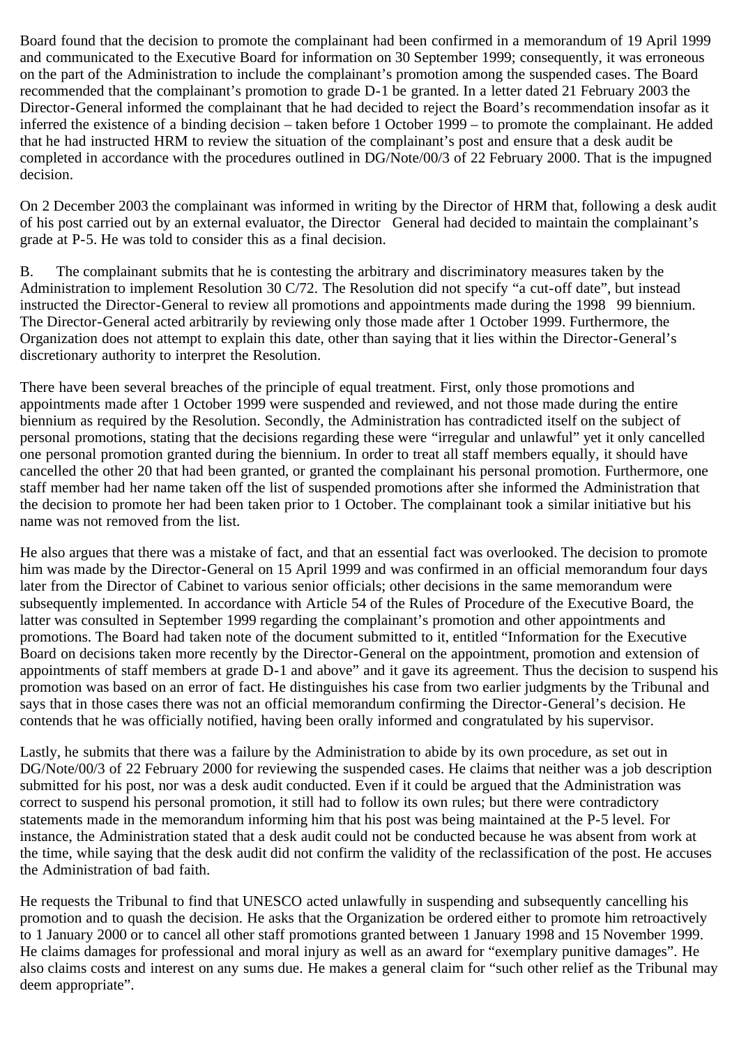Board found that the decision to promote the complainant had been confirmed in a memorandum of 19 April 1999 and communicated to the Executive Board for information on 30 September 1999; consequently, it was erroneous on the part of the Administration to include the complainant's promotion among the suspended cases. The Board recommended that the complainant's promotion to grade D-1 be granted. In a letter dated 21 February 2003 the Director-General informed the complainant that he had decided to reject the Board's recommendation insofar as it inferred the existence of a binding decision – taken before 1 October 1999 – to promote the complainant. He added that he had instructed HRM to review the situation of the complainant's post and ensure that a desk audit be completed in accordance with the procedures outlined in DG/Note/00/3 of 22 February 2000. That is the impugned decision.

On 2 December 2003 the complainant was informed in writing by the Director of HRM that, following a desk audit of his post carried out by an external evaluator, the Director General had decided to maintain the complainant's grade at P-5. He was told to consider this as a final decision.

B. The complainant submits that he is contesting the arbitrary and discriminatory measures taken by the Administration to implement Resolution 30 C/72. The Resolution did not specify "a cut-off date", but instead instructed the Director-General to review all promotions and appointments made during the 1998 99 biennium. The Director-General acted arbitrarily by reviewing only those made after 1 October 1999. Furthermore, the Organization does not attempt to explain this date, other than saying that it lies within the Director-General's discretionary authority to interpret the Resolution.

There have been several breaches of the principle of equal treatment. First, only those promotions and appointments made after 1 October 1999 were suspended and reviewed, and not those made during the entire biennium as required by the Resolution. Secondly, the Administration has contradicted itself on the subject of personal promotions, stating that the decisions regarding these were "irregular and unlawful" yet it only cancelled one personal promotion granted during the biennium. In order to treat all staff members equally, it should have cancelled the other 20 that had been granted, or granted the complainant his personal promotion. Furthermore, one staff member had her name taken off the list of suspended promotions after she informed the Administration that the decision to promote her had been taken prior to 1 October. The complainant took a similar initiative but his name was not removed from the list.

He also argues that there was a mistake of fact, and that an essential fact was overlooked. The decision to promote him was made by the Director-General on 15 April 1999 and was confirmed in an official memorandum four days later from the Director of Cabinet to various senior officials; other decisions in the same memorandum were subsequently implemented. In accordance with Article 54 of the Rules of Procedure of the Executive Board, the latter was consulted in September 1999 regarding the complainant's promotion and other appointments and promotions. The Board had taken note of the document submitted to it, entitled "Information for the Executive Board on decisions taken more recently by the Director-General on the appointment, promotion and extension of appointments of staff members at grade D-1 and above" and it gave its agreement. Thus the decision to suspend his promotion was based on an error of fact. He distinguishes his case from two earlier judgments by the Tribunal and says that in those cases there was not an official memorandum confirming the Director-General's decision. He contends that he was officially notified, having been orally informed and congratulated by his supervisor.

Lastly, he submits that there was a failure by the Administration to abide by its own procedure, as set out in DG/Note/00/3 of 22 February 2000 for reviewing the suspended cases. He claims that neither was a job description submitted for his post, nor was a desk audit conducted. Even if it could be argued that the Administration was correct to suspend his personal promotion, it still had to follow its own rules; but there were contradictory statements made in the memorandum informing him that his post was being maintained at the P-5 level. For instance, the Administration stated that a desk audit could not be conducted because he was absent from work at the time, while saying that the desk audit did not confirm the validity of the reclassification of the post. He accuses the Administration of bad faith.

He requests the Tribunal to find that UNESCO acted unlawfully in suspending and subsequently cancelling his promotion and to quash the decision. He asks that the Organization be ordered either to promote him retroactively to 1 January 2000 or to cancel all other staff promotions granted between 1 January 1998 and 15 November 1999. He claims damages for professional and moral injury as well as an award for "exemplary punitive damages". He also claims costs and interest on any sums due. He makes a general claim for "such other relief as the Tribunal may deem appropriate".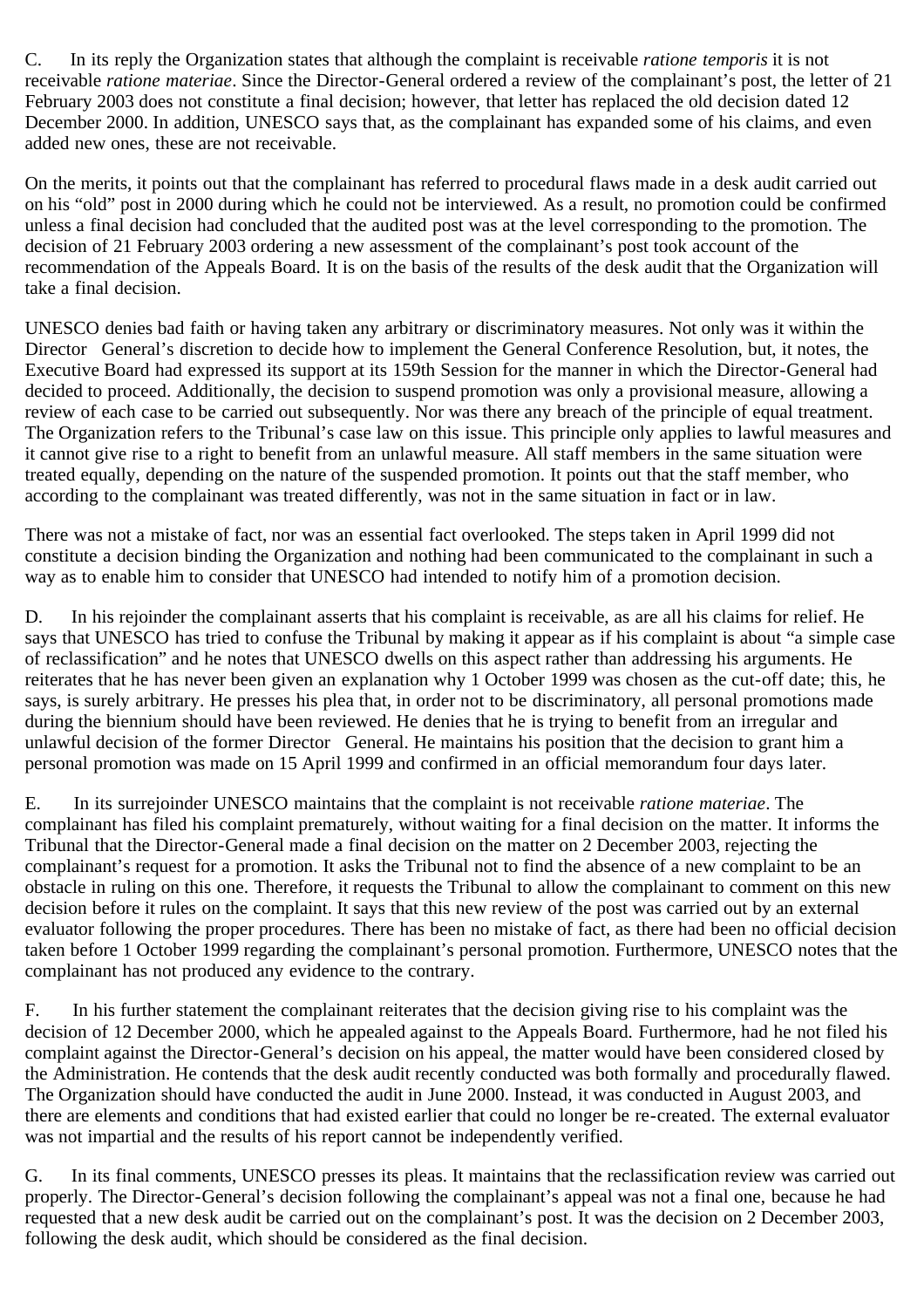C. In its reply the Organization states that although the complaint is receivable *ratione temporis* it is not receivable *ratione materiae*. Since the Director-General ordered a review of the complainant's post, the letter of 21 February 2003 does not constitute a final decision; however, that letter has replaced the old decision dated 12 December 2000. In addition, UNESCO says that, as the complainant has expanded some of his claims, and even added new ones, these are not receivable.

On the merits, it points out that the complainant has referred to procedural flaws made in a desk audit carried out on his "old" post in 2000 during which he could not be interviewed. As a result, no promotion could be confirmed unless a final decision had concluded that the audited post was at the level corresponding to the promotion. The decision of 21 February 2003 ordering a new assessment of the complainant's post took account of the recommendation of the Appeals Board. It is on the basis of the results of the desk audit that the Organization will take a final decision.

UNESCO denies bad faith or having taken any arbitrary or discriminatory measures. Not only was it within the Director General's discretion to decide how to implement the General Conference Resolution, but, it notes, the Executive Board had expressed its support at its 159th Session for the manner in which the Director-General had decided to proceed. Additionally, the decision to suspend promotion was only a provisional measure, allowing a review of each case to be carried out subsequently. Nor was there any breach of the principle of equal treatment. The Organization refers to the Tribunal's case law on this issue. This principle only applies to lawful measures and it cannot give rise to a right to benefit from an unlawful measure. All staff members in the same situation were treated equally, depending on the nature of the suspended promotion. It points out that the staff member, who according to the complainant was treated differently, was not in the same situation in fact or in law.

There was not a mistake of fact, nor was an essential fact overlooked. The steps taken in April 1999 did not constitute a decision binding the Organization and nothing had been communicated to the complainant in such a way as to enable him to consider that UNESCO had intended to notify him of a promotion decision.

D. In his rejoinder the complainant asserts that his complaint is receivable, as are all his claims for relief. He says that UNESCO has tried to confuse the Tribunal by making it appear as if his complaint is about "a simple case of reclassification" and he notes that UNESCO dwells on this aspect rather than addressing his arguments. He reiterates that he has never been given an explanation why 1 October 1999 was chosen as the cut-off date; this, he says, is surely arbitrary. He presses his plea that, in order not to be discriminatory, all personal promotions made during the biennium should have been reviewed. He denies that he is trying to benefit from an irregular and unlawful decision of the former Director General. He maintains his position that the decision to grant him a personal promotion was made on 15 April 1999 and confirmed in an official memorandum four days later.

E. In its surrejoinder UNESCO maintains that the complaint is not receivable *ratione materiae*. The complainant has filed his complaint prematurely, without waiting for a final decision on the matter. It informs the Tribunal that the Director-General made a final decision on the matter on 2 December 2003, rejecting the complainant's request for a promotion. It asks the Tribunal not to find the absence of a new complaint to be an obstacle in ruling on this one. Therefore, it requests the Tribunal to allow the complainant to comment on this new decision before it rules on the complaint. It says that this new review of the post was carried out by an external evaluator following the proper procedures. There has been no mistake of fact, as there had been no official decision taken before 1 October 1999 regarding the complainant's personal promotion. Furthermore, UNESCO notes that the complainant has not produced any evidence to the contrary.

F. In his further statement the complainant reiterates that the decision giving rise to his complaint was the decision of 12 December 2000, which he appealed against to the Appeals Board. Furthermore, had he not filed his complaint against the Director-General's decision on his appeal, the matter would have been considered closed by the Administration. He contends that the desk audit recently conducted was both formally and procedurally flawed. The Organization should have conducted the audit in June 2000. Instead, it was conducted in August 2003, and there are elements and conditions that had existed earlier that could no longer be re-created. The external evaluator was not impartial and the results of his report cannot be independently verified.

G. In its final comments, UNESCO presses its pleas. It maintains that the reclassification review was carried out properly. The Director-General's decision following the complainant's appeal was not a final one, because he had requested that a new desk audit be carried out on the complainant's post. It was the decision on 2 December 2003, following the desk audit, which should be considered as the final decision.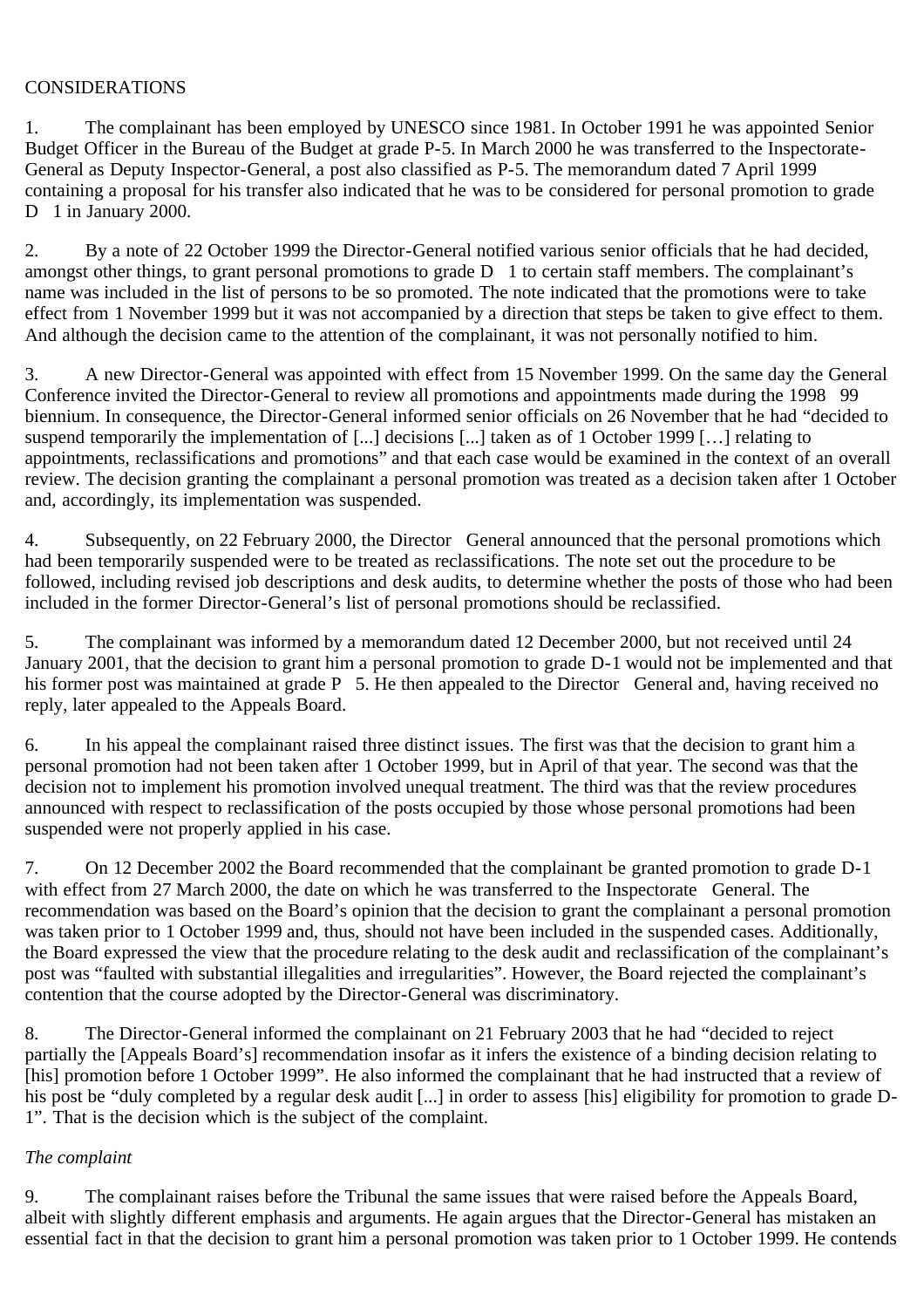CONSIDERATIONS

1. The complainant has been employed by UNESCO since 1981. In October 1991 he was appointed Senior Budget Officer in the Bureau of the Budget at grade P-5. In March 2000 he was transferred to the Inspectorate-General as Deputy Inspector-General, a post also classified as P-5. The memorandum dated 7 April 1999 containing a proposal for his transfer also indicated that he was to be considered for personal promotion to grade D 1 in January 2000.

2. By a note of 22 October 1999 the Director-General notified various senior officials that he had decided, amongst other things, to grant personal promotions to grade D 1 to certain staff members. The complainant's name was included in the list of persons to be so promoted. The note indicated that the promotions were to take effect from 1 November 1999 but it was not accompanied by a direction that steps be taken to give effect to them. And although the decision came to the attention of the complainant, it was not personally notified to him.

3. A new Director-General was appointed with effect from 15 November 1999. On the same day the General Conference invited the Director-General to review all promotions and appointments made during the 1998 99 biennium. In consequence, the Director-General informed senior officials on 26 November that he had "decided to suspend temporarily the implementation of [...] decisions [...] taken as of 1 October 1999 […] relating to appointments, reclassifications and promotions" and that each case would be examined in the context of an overall review. The decision granting the complainant a personal promotion was treated as a decision taken after 1 October and, accordingly, its implementation was suspended.

4. Subsequently, on 22 February 2000, the Director General announced that the personal promotions which had been temporarily suspended were to be treated as reclassifications. The note set out the procedure to be followed, including revised job descriptions and desk audits, to determine whether the posts of those who had been included in the former Director-General's list of personal promotions should be reclassified.

5. The complainant was informed by a memorandum dated 12 December 2000, but not received until 24 January 2001, that the decision to grant him a personal promotion to grade D-1 would not be implemented and that his former post was maintained at grade P 5. He then appealed to the Director General and, having received no reply, later appealed to the Appeals Board.

6. In his appeal the complainant raised three distinct issues. The first was that the decision to grant him a personal promotion had not been taken after 1 October 1999, but in April of that year. The second was that the decision not to implement his promotion involved unequal treatment. The third was that the review procedures announced with respect to reclassification of the posts occupied by those whose personal promotions had been suspended were not properly applied in his case.

7. On 12 December 2002 the Board recommended that the complainant be granted promotion to grade D-1 with effect from 27 March 2000, the date on which he was transferred to the Inspectorate General. The recommendation was based on the Board's opinion that the decision to grant the complainant a personal promotion was taken prior to 1 October 1999 and, thus, should not have been included in the suspended cases. Additionally, the Board expressed the view that the procedure relating to the desk audit and reclassification of the complainant's post was "faulted with substantial illegalities and irregularities". However, the Board rejected the complainant's contention that the course adopted by the Director-General was discriminatory.

8. The Director-General informed the complainant on 21 February 2003 that he had "decided to reject partially the [Appeals Board's] recommendation insofar as it infers the existence of a binding decision relating to [his] promotion before 1 October 1999". He also informed the complainant that he had instructed that a review of his post be "duly completed by a regular desk audit [...] in order to assess [his] eligibility for promotion to grade D-1". That is the decision which is the subject of the complaint.

*The complaint*

9. The complainant raises before the Tribunal the same issues that were raised before the Appeals Board, albeit with slightly different emphasis and arguments. He again argues that the Director-General has mistaken an essential fact in that the decision to grant him a personal promotion was taken prior to 1 October 1999. He contends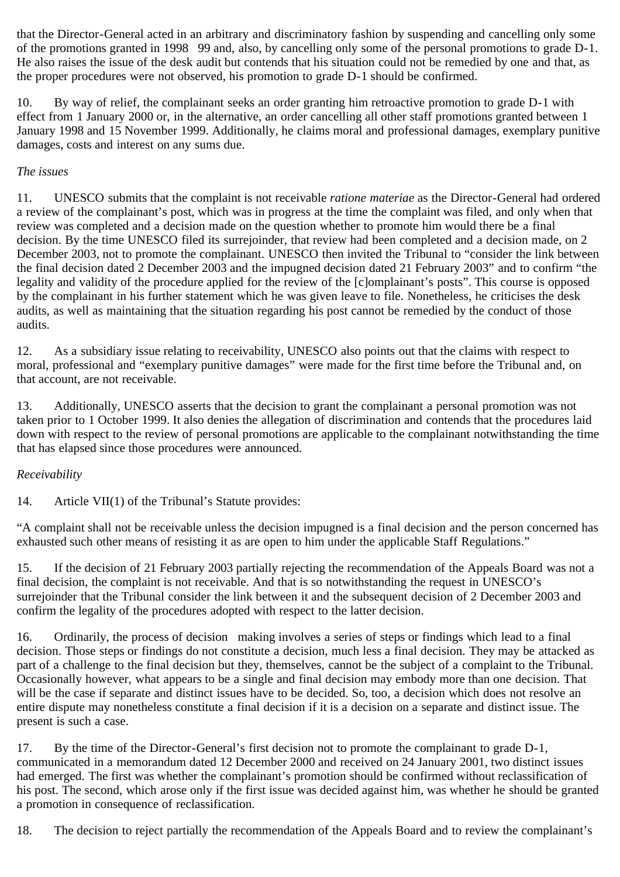that the Director-General acted in an arbitrary and discriminatory fashion by suspending and cancelling only some of the promotions granted in 1998 99 and, also, by cancelling only some of the personal promotions to grade D-1. He also raises the issue of the desk audit but contends that his situation could not be remedied by one and that, as the proper procedures were not observed, his promotion to grade D-1 should be confirmed.

10. By way of relief, the complainant seeks an order granting him retroactive promotion to grade D-1 with effect from 1 January 2000 or, in the alternative, an order cancelling all other staff promotions granted between 1 January 1998 and 15 November 1999. Additionally, he claims moral and professional damages, exemplary punitive damages, costs and interest on any sums due.

*The issues*

11. UNESCO submits that the complaint is not receivable *ratione materiae* as the Director-General had ordered a review of the complainant's post, which was in progress at the time the complaint was filed, and only when that review was completed and a decision made on the question whether to promote him would there be a final decision. By the time UNESCO filed its surrejoinder, that review had been completed and a decision made, on 2 December 2003, not to promote the complainant. UNESCO then invited the Tribunal to "consider the link between the final decision dated 2 December 2003 and the impugned decision dated 21 February 2003" and to confirm "the legality and validity of the procedure applied for the review of the [c]omplainant's posts". This course is opposed by the complainant in his further statement which he was given leave to file. Nonetheless, he criticises the desk audits, as well as maintaining that the situation regarding his post cannot be remedied by the conduct of those audits.

12. As a subsidiary issue relating to receivability, UNESCO also points out that the claims with respect to moral, professional and "exemplary punitive damages" were made for the first time before the Tribunal and, on that account, are not receivable.

13. Additionally, UNESCO asserts that the decision to grant the complainant a personal promotion was not taken prior to 1 October 1999. It also denies the allegation of discrimination and contends that the procedures laid down with respect to the review of personal promotions are applicable to the complainant notwithstanding the time that has elapsed since those procedures were announced.

*Receivability*

14. Article VII(1) of the Tribunal's Statute provides:

"A complaint shall not be receivable unless the decision impugned is a final decision and the person concerned has exhausted such other means of resisting it as are open to him under the applicable Staff Regulations."

15. If the decision of 21 February 2003 partially rejecting the recommendation of the Appeals Board was not a final decision, the complaint is not receivable. And that is so notwithstanding the request in UNESCO's surrejoinder that the Tribunal consider the link between it and the subsequent decision of 2 December 2003 and confirm the legality of the procedures adopted with respect to the latter decision.

16. Ordinarily, the process of decision making involves a series of steps or findings which lead to a final decision. Those steps or findings do not constitute a decision, much less a final decision. They may be attacked as part of a challenge to the final decision but they, themselves, cannot be the subject of a complaint to the Tribunal. Occasionally however, what appears to be a single and final decision may embody more than one decision. That will be the case if separate and distinct issues have to be decided. So, too, a decision which does not resolve an entire dispute may nonetheless constitute a final decision if it is a decision on a separate and distinct issue. The present is such a case.

17. By the time of the Director-General's first decision not to promote the complainant to grade D-1, communicated in a memorandum dated 12 December 2000 and received on 24 January 2001, two distinct issues had emerged. The first was whether the complainant's promotion should be confirmed without reclassification of his post. The second, which arose only if the first issue was decided against him, was whether he should be granted a promotion in consequence of reclassification.

18. The decision to reject partially the recommendation of the Appeals Board and to review the complainant's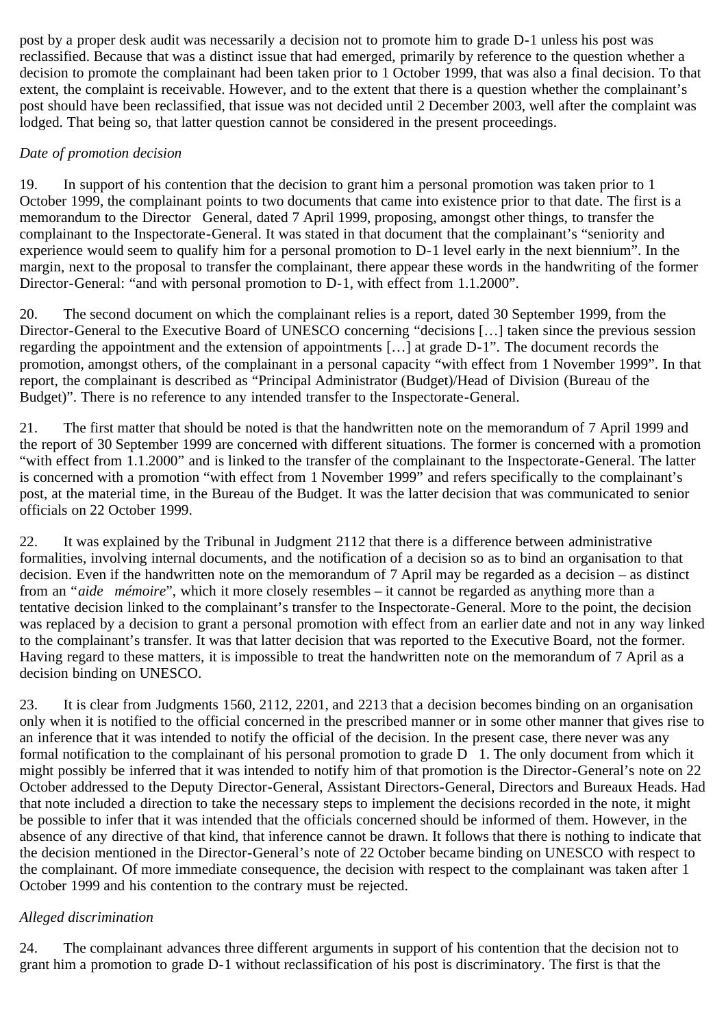post by a proper desk audit was necessarily a decision not to promote him to grade D-1 unless his post was reclassified. Because that was a distinct issue that had emerged, primarily by reference to the question whether a decision to promote the complainant had been taken prior to 1 October 1999, that was also a final decision. To that extent, the complaint is receivable. However, and to the extent that there is a question whether the complainant's post should have been reclassified, that issue was not decided until 2 December 2003, well after the complaint was lodged. That being so, that latter question cannot be considered in the present proceedings.

*Date of promotion decision*

19. In support of his contention that the decision to grant him a personal promotion was taken prior to 1 October 1999, the complainant points to two documents that came into existence prior to that date. The first is a memorandum to the Director General, dated 7 April 1999, proposing, amongst other things, to transfer the complainant to the Inspectorate-General. It was stated in that document that the complainant's "seniority and experience would seem to qualify him for a personal promotion to D-1 level early in the next biennium". In the margin, next to the proposal to transfer the complainant, there appear these words in the handwriting of the former Director-General: "and with personal promotion to D-1, with effect from 1.1.2000".

20. The second document on which the complainant relies is a report, dated 30 September 1999, from the Director-General to the Executive Board of UNESCO concerning "decisions […] taken since the previous session regarding the appointment and the extension of appointments […] at grade D-1". The document records the promotion, amongst others, of the complainant in a personal capacity "with effect from 1 November 1999". In that report, the complainant is described as "Principal Administrator (Budget)/Head of Division (Bureau of the Budget)". There is no reference to any intended transfer to the Inspectorate-General.

21. The first matter that should be noted is that the handwritten note on the memorandum of 7 April 1999 and the report of 30 September 1999 are concerned with different situations. The former is concerned with a promotion "with effect from 1.1.2000" and is linked to the transfer of the complainant to the Inspectorate-General. The latter is concerned with a promotion "with effect from 1 November 1999" and refers specifically to the complainant's post, at the material time, in the Bureau of the Budget. It was the latter decision that was communicated to senior officials on 22 October 1999.

22. It was explained by the Tribunal in Judgment 2112 that there is a difference between administrative formalities, involving internal documents, and the notification of a decision so as to bind an organisation to that decision. Even if the handwritten note on the memorandum of 7 April may be regarded as a decision – as distinct from an "*aide mémoire*", which it more closely resembles – it cannot be regarded as anything more than a tentative decision linked to the complainant's transfer to the Inspectorate-General. More to the point, the decision was replaced by a decision to grant a personal promotion with effect from an earlier date and not in any way linked to the complainant's transfer. It was that latter decision that was reported to the Executive Board, not the former. Having regard to these matters, it is impossible to treat the handwritten note on the memorandum of 7 April as a decision binding on UNESCO.

23. It is clear from Judgments 1560, 2112, 2201, and 2213 that a decision becomes binding on an organisation only when it is notified to the official concerned in the prescribed manner or in some other manner that gives rise to an inference that it was intended to notify the official of the decision. In the present case, there never was any formal notification to the complainant of his personal promotion to grade D 1. The only document from which it might possibly be inferred that it was intended to notify him of that promotion is the Director-General's note on 22 October addressed to the Deputy Director-General, Assistant Directors-General, Directors and Bureaux Heads. Had that note included a direction to take the necessary steps to implement the decisions recorded in the note, it might be possible to infer that it was intended that the officials concerned should be informed of them. However, in the absence of any directive of that kind, that inference cannot be drawn. It follows that there is nothing to indicate that the decision mentioned in the Director-General's note of 22 October became binding on UNESCO with respect to the complainant. Of more immediate consequence, the decision with respect to the complainant was taken after 1 October 1999 and his contention to the contrary must be rejected.

*Alleged discrimination*

24. The complainant advances three different arguments in support of his contention that the decision not to grant him a promotion to grade D-1 without reclassification of his post is discriminatory. The first is that the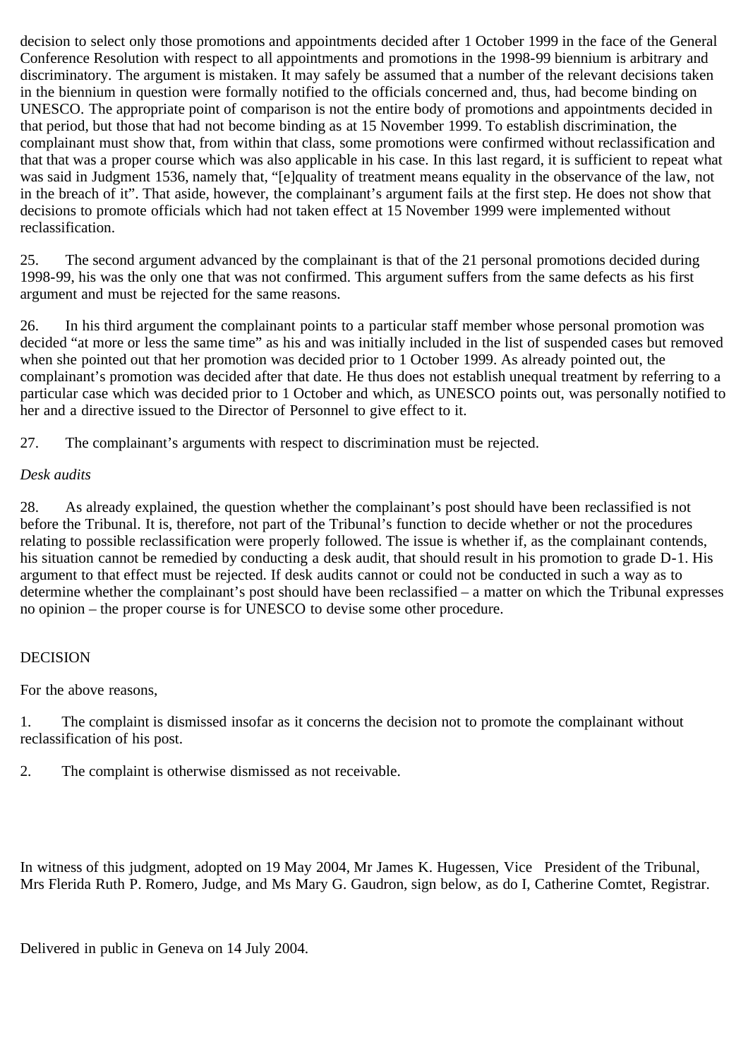decision to select only those promotions and appointments decided after 1 October 1999 in the face of the General Conference Resolution with respect to all appointments and promotions in the 1998-99 biennium is arbitrary and discriminatory. The argument is mistaken. It may safely be assumed that a number of the relevant decisions taken in the biennium in question were formally notified to the officials concerned and, thus, had become binding on UNESCO. The appropriate point of comparison is not the entire body of promotions and appointments decided in that period, but those that had not become binding as at 15 November 1999. To establish discrimination, the complainant must show that, from within that class, some promotions were confirmed without reclassification and that that was a proper course which was also applicable in his case. In this last regard, it is sufficient to repeat what was said in Judgment 1536, namely that, "[e]quality of treatment means equality in the observance of the law, not in the breach of it". That aside, however, the complainant's argument fails at the first step. He does not show that decisions to promote officials which had not taken effect at 15 November 1999 were implemented without reclassification.

25. The second argument advanced by the complainant is that of the 21 personal promotions decided during 1998-99, his was the only one that was not confirmed. This argument suffers from the same defects as his first argument and must be rejected for the same reasons.

26. In his third argument the complainant points to a particular staff member whose personal promotion was decided "at more or less the same time" as his and was initially included in the list of suspended cases but removed when she pointed out that her promotion was decided prior to 1 October 1999. As already pointed out, the complainant's promotion was decided after that date. He thus does not establish unequal treatment by referring to a particular case which was decided prior to 1 October and which, as UNESCO points out, was personally notified to her and a directive issued to the Director of Personnel to give effect to it.

27. The complainant's arguments with respect to discrimination must be rejected.

*Desk audits*

28. As already explained, the question whether the complainant's post should have been reclassified is not before the Tribunal. It is, therefore, not part of the Tribunal's function to decide whether or not the procedures relating to possible reclassification were properly followed. The issue is whether if, as the complainant contends, his situation cannot be remedied by conducting a desk audit, that should result in his promotion to grade D-1. His argument to that effect must be rejected. If desk audits cannot or could not be conducted in such a way as to determine whether the complainant's post should have been reclassified – a matter on which the Tribunal expresses no opinion – the proper course is for UNESCO to devise some other procedure.

DECISION

For the above reasons,

1. The complaint is dismissed insofar as it concerns the decision not to promote the complainant without reclassification of his post.

2. The complaint is otherwise dismissed as not receivable.

In witness of this judgment, adopted on 19 May 2004, Mr James K. Hugessen, Vice President of the Tribunal, Mrs Flerida Ruth P. Romero, Judge, and Ms Mary G. Gaudron, sign below, as do I, Catherine Comtet, Registrar.

Delivered in public in Geneva on 14 July 2004.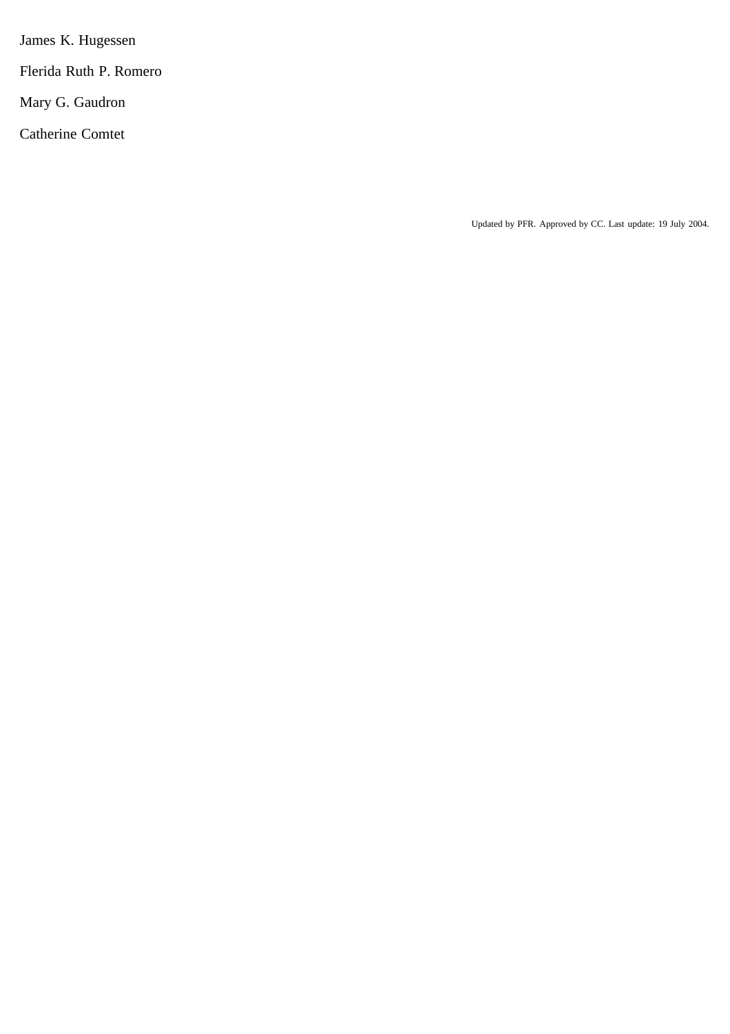James K. Hugessen

Flerida Ruth P. Romero

Mary G. Gaudron

Catherine Comtet

Updated by PFR. Approved by CC. Last update: 19 July 2004.